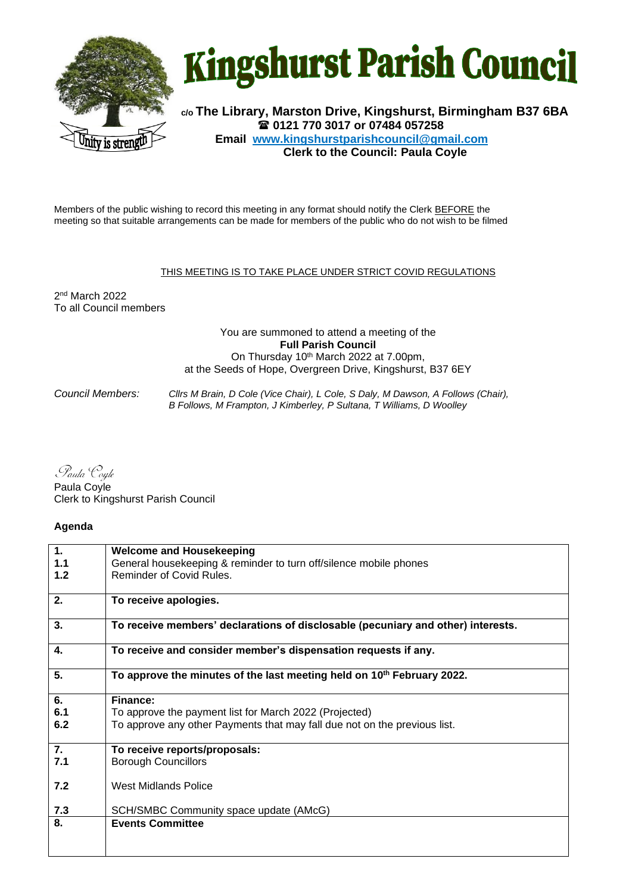# Kingshurst Parish Council

**c/o The Library, Marston Drive, Kingshurst, Birmingham B37 6BA**
**☎ 0121 770 3017 or 07484 057258**
**Email [www.kingshurstparishcouncil@gmail.com](mailto:www.kingshurstparishcouncil@gmail.com)**
**Clerk to the Council: Paula Coyle**

Members of the public wishing to record this meeting in any format should notify the Clerk BEFORE the meeting so that suitable arrangements can be made for members of the public who do not wish to be filmed

THIS MEETING IS TO TAKE PLACE UNDER STRICT COVID REGULATIONS

2nd March 2022
To all Council members

You are summoned to attend a meeting of the
**Full Parish Council**
On Thursday 10th March 2022 at 7.00pm,
at the Seeds of Hope, Overgreen Drive, Kingshurst, B37 6EY

*Council Members:* *Cllrs M Brain, D Cole (Vice Chair), L Cole, S Daly, M Dawson, A Follows (Chair), B Follows, M Frampton, J Kimberley, P Sultana, T Williams, D Woolley*

*Paula Coyle*
Paula Coyle
Clerk to Kingshurst Parish Council

**Agenda**

| | |
|---|---|
| **1.** | **Welcome and Housekeeping** |
| **1.1** | General housekeeping & reminder to turn off/silence mobile phones |
| **1.2** | Reminder of Covid Rules. |
| **2.** | **To receive apologies.** |
| **3.** | **To receive members' declarations of disclosable (pecuniary and other) interests.** |
| **4.** | **To receive and consider member's dispensation requests if any.** |
| **5.** | **To approve the minutes of the last meeting held on 10th February 2022.** |
| **6.** | **Finance:** |
| **6.1** | To approve the payment list for March 2022 (Projected) |
| **6.2** | To approve any other Payments that may fall due not on the previous list. |
| **7.** | **To receive reports/proposals:** |
| **7.1** | Borough Councillors |
| **7.2** | West Midlands Police |
| **7.3** | SCH/SMBC Community space update (AMcG) |
| **8.** | **Events Committee** |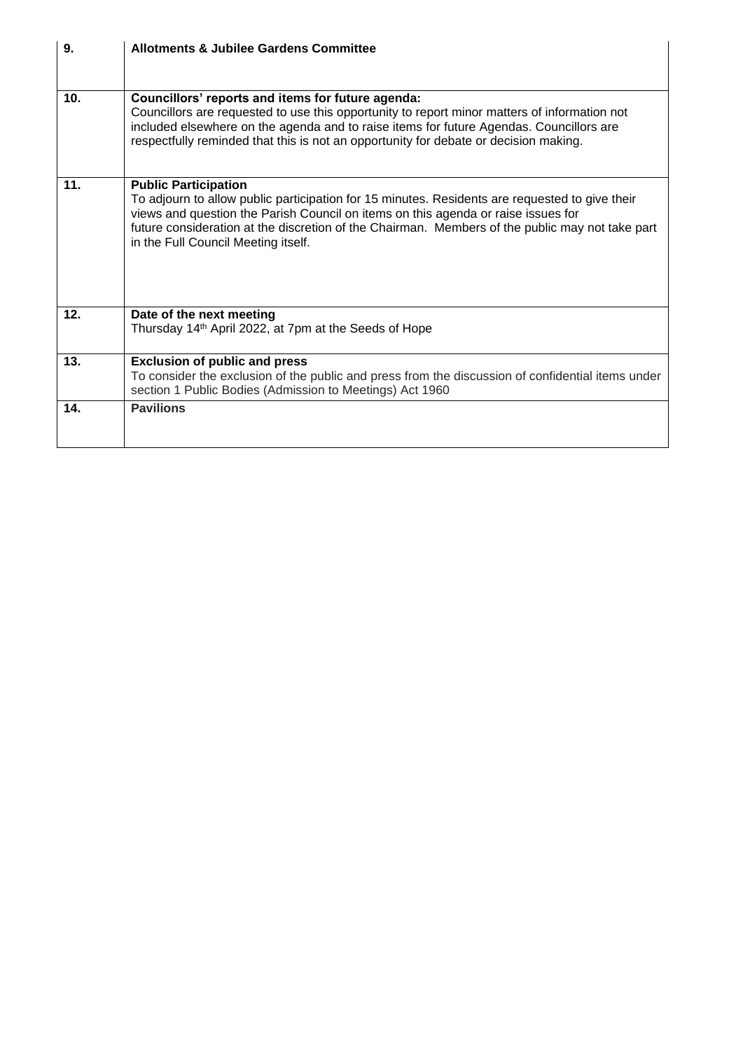| | |
|---|---|
| **9.** | **Allotments & Jubilee Gardens Committee** |
| **10.** | **Councillors' reports and items for future agenda:**<br>Councillors are requested to use this opportunity to report minor matters of information not included elsewhere on the agenda and to raise items for future Agendas. Councillors are respectfully reminded that this is not an opportunity for debate or decision making. |
| **11.** | **Public Participation**<br>To adjourn to allow public participation for 15 minutes. Residents are requested to give their views and question the Parish Council on items on this agenda or raise issues for future consideration at the discretion of the Chairman. Members of the public may not take part in the Full Council Meeting itself. |
| **12.** | **Date of the next meeting**<br>Thursday 14th April 2022, at 7pm at the Seeds of Hope |
| **13.** | **Exclusion of public and press**<br>To consider the exclusion of the public and press from the discussion of confidential items under section 1 Public Bodies (Admission to Meetings) Act 1960 |
| **14.** | **Pavilions** |